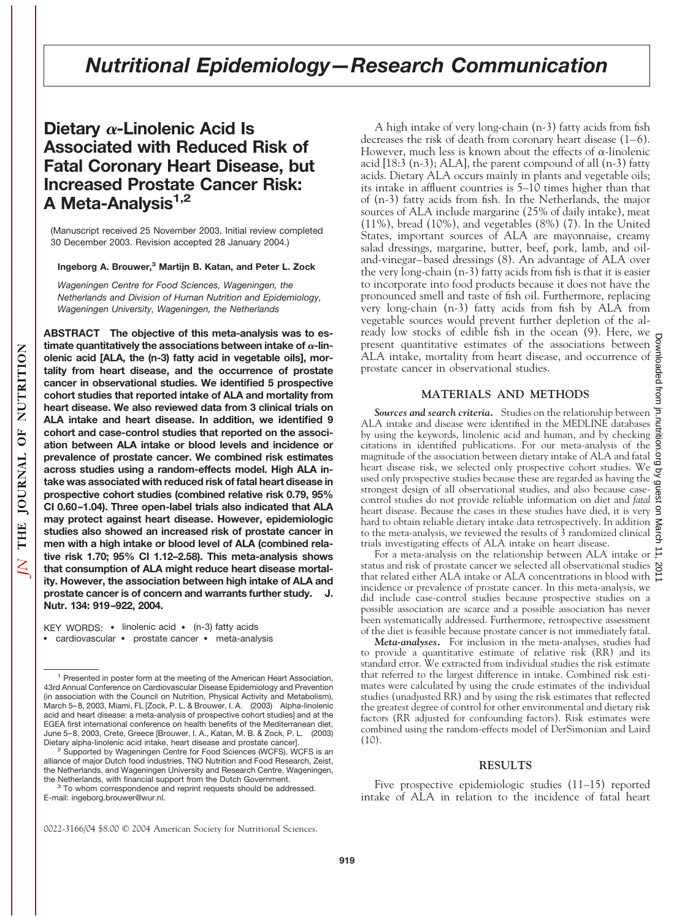# Nutritional Epidemiology—Research Communication

## Dietary α-Linolenic Acid Is Associated with Reduced Risk of Fatal Coronary Heart Disease, but Increased Prostate Cancer Risk: A Meta-Analysis[1,2]

(Manuscript received 25 November 2003. Initial review completed 30 December 2003. Revision accepted 28 January 2004.)

**Ingeborg A. Brouwer,[3] Martijn B. Katan, and Peter L. Zock**

*Wageningen Centre for Food Sciences, Wageningen, the Netherlands and Division of Human Nutrition and Epidemiology, Wageningen University, Wageningen, the Netherlands*

**ABSTRACT The objective of this meta-analysis was to estimate quantitatively the associations between intake of α-linolenic acid [ALA, the (n-3) fatty acid in vegetable oils], mortality from heart disease, and the occurrence of prostate cancer in observational studies. We identified 5 prospective cohort studies that reported intake of ALA and mortality from heart disease. We also reviewed data from 3 clinical trials on ALA intake and heart disease. In addition, we identified 9 cohort and case-control studies that reported on the association between ALA intake or blood levels and incidence or prevalence of prostate cancer. We combined risk estimates across studies using a random-effects model. High ALA intake was associated with reduced risk of fatal heart disease in prospective cohort studies (combined relative risk 0.79, 95% CI 0.60–1.04). Three open-label trials also indicated that ALA may protect against heart disease. However, epidemiologic studies also showed an increased risk of prostate cancer in men with a high intake or blood level of ALA (combined relative risk 1.70; 95% CI 1.12–2.58). This meta-analysis shows that consumption of ALA might reduce heart disease mortality. However, the association between high intake of ALA and prostate cancer is of concern and warrants further study. J. Nutr. 134: 919–922, 2004.**

KEY WORDS: • linolenic acid • (n-3) fatty acids • cardiovascular • prostate cancer • meta-analysis

A high intake of very long-chain (n-3) fatty acids from fish decreases the risk of death from coronary heart disease (1–6). However, much less is known about the effects of α-linolenic acid [18:3 (n-3); ALA], the parent compound of all (n-3) fatty acids. Dietary ALA occurs mainly in plants and vegetable oils; its intake in affluent countries is 5–10 times higher than that of (n-3) fatty acids from fish. In the Netherlands, the major sources of ALA include margarine (25% of daily intake), meat (11%), bread (10%), and vegetables (8%) (7). In the United States, important sources of ALA are mayonnaise, creamy salad dressings, margarine, butter, beef, pork, lamb, and oil-and-vinegar–based dressings (8). An advantage of ALA over the very long-chain (n-3) fatty acids from fish is that it is easier to incorporate into food products because it does not have the pronounced smell and taste of fish oil. Furthermore, replacing very long-chain (n-3) fatty acids from fish by ALA from vegetable sources would prevent further depletion of the already low stocks of edible fish in the ocean (9). Here, we present quantitative estimates of the associations between ALA intake, mortality from heart disease, and occurrence of prostate cancer in observational studies.

## MATERIALS AND METHODS

***Sources and search criteria.*** Studies on the relationship between ALA intake and disease were identified in the MEDLINE databases by using the keywords, linolenic acid and human, and by checking citations in identified publications. For our meta-analysis of the magnitude of the association between dietary intake of ALA and fatal heart disease risk, we selected only prospective cohort studies. We used only prospective studies because these are regarded as having the strongest design of all observational studies, and also because case-control studies do not provide reliable information on diet and *fatal* heart disease. Because the cases in these studies have died, it is very hard to obtain reliable dietary intake data retrospectively. In addition to the meta-analysis, we reviewed the results of 3 randomized clinical trials investigating effects of ALA intake on heart disease.

For a meta-analysis on the relationship between ALA intake or status and risk of prostate cancer we selected all observational studies that related either ALA intake or ALA concentrations in blood with incidence or prevalence of prostate cancer. In this meta-analysis, we did include case-control studies because prospective studies on a possible association are scarce and a possible association has never been systematically addressed. Furthermore, retrospective assessment of the diet is feasible because prostate cancer is not immediately fatal.

***Meta-analyses.*** For inclusion in the meta-analyses, studies had to provide a quantitative estimate of relative risk (RR) and its standard error. We extracted from individual studies the risk estimate that referred to the largest difference in intake. Combined risk estimates were calculated by using the crude estimates of the individual studies (unadjusted RR) and by using the risk estimates that reflected the greatest degree of control for other environmental and dietary risk factors (RR adjusted for confounding factors). Risk estimates were combined using the random-effects model of DerSimonian and Laird (10).

## RESULTS

Five prospective epidemiologic studies (11–15) reported intake of ALA in relation to the incidence of fatal heart

---

[1] Presented in poster form at the meeting of the American Heart Association, 43rd Annual Conference on Cardiovascular Disease Epidemiology and Prevention (in association with the Council on Nutrition, Physical Activity and Metabolism), March 5–8, 2003, Miami, FL [Zock, P. L. & Brouwer, I. A. (2003) Alpha-linolenic acid and heart disease: a meta-analysis of prospective cohort studies] and at the EGEA first international conference on health benefits of the Mediterranean diet, June 5–8, 2003, Crete, Greece [Brouwer, I. A., Katan, M. B. & Zock, P. L. (2003) Dietary alpha-linolenic acid intake, heart disease and prostate cancer].

[2] Supported by Wageningen Centre for Food Sciences (WCFS). WCFS is an alliance of major Dutch food industries, TNO Nutrition and Food Research, Zeist, the Netherlands, and Wageningen University and Research Centre, Wageningen, the Netherlands, with financial support from the Dutch Government.

[3] To whom correspondence and reprint requests should be addressed. E-mail: ingeborg.brouwer@wur.nl.

0022-3166/04 $8.00 © 2004 American Society for Nutritional Sciences.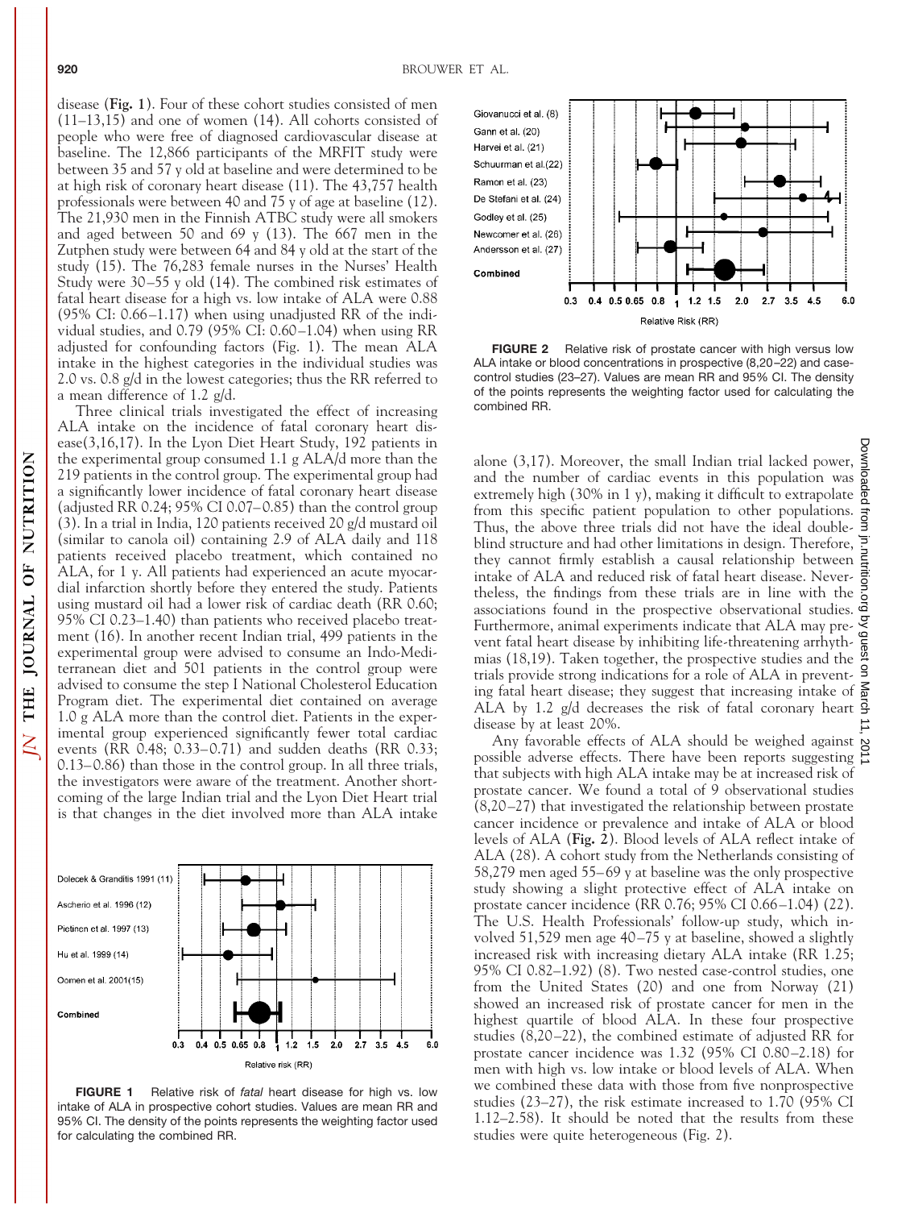disease (**Fig. 1**). Four of these cohort studies consisted of men (11–13,15) and one of women (14). All cohorts consisted of people who were free of diagnosed cardiovascular disease at baseline. The 12,866 participants of the MRFIT study were between 35 and 57 y old at baseline and were determined to be at high risk of coronary heart disease (11). The 43,757 health professionals were between 40 and 75 y of age at baseline (12). The 21,930 men in the Finnish ATBC study were all smokers and aged between 50 and 69 y (13). The 667 men in the Zutphen study were between 64 and 84 y old at the start of the study (15). The 76,283 female nurses in the Nurses' Health Study were 30–55 y old (14). The combined risk estimates of fatal heart disease for a high vs. low intake of ALA were 0.88 (95% CI: 0.66–1.17) when using unadjusted RR of the individual studies, and 0.79 (95% CI: 0.60–1.04) when using RR adjusted for confounding factors (Fig. 1). The mean ALA intake in the highest categories in the individual studies was 2.0 vs. 0.8 g/d in the lowest categories; thus the RR referred to a mean difference of 1.2 g/d.

Three clinical trials investigated the effect of increasing ALA intake on the incidence of fatal coronary heart disease(3,16,17). In the Lyon Diet Heart Study, 192 patients in the experimental group consumed 1.1 g ALA/d more than the 219 patients in the control group. The experimental group had a significantly lower incidence of fatal coronary heart disease (adjusted RR 0.24; 95% CI 0.07–0.85) than the control group (3). In a trial in India, 120 patients received 20 g/d mustard oil (similar to canola oil) containing 2.9 of ALA daily and 118 patients received placebo treatment, which contained no ALA, for 1 y. All patients had experienced an acute myocardial infarction shortly before they entered the study. Patients using mustard oil had a lower risk of cardiac death (RR 0.60; 95% CI 0.23–1.40) than patients who received placebo treatment (16). In another recent Indian trial, 499 patients in the experimental group were advised to consume an Indo-Mediterranean diet and 501 patients in the control group were advised to consume the step I National Cholesterol Education Program diet. The experimental diet contained on average 1.0 g ALA more than the control diet. Patients in the experimental group experienced significantly fewer total cardiac events (RR 0.48; 0.33–0.71) and sudden deaths (RR 0.33; 0.13–0.86) than those in the control group. In all three trials, the investigators were aware of the treatment. Another shortcoming of the large Indian trial and the Lyon Diet Heart trial is that changes in the diet involved more than ALA intake alone (3,17). Moreover, the small Indian trial lacked power, and the number of cardiac events in this population was extremely high (30% in 1 y), making it difficult to extrapolate from this specific patient population to other populations. Thus, the above three trials did not have the ideal double-blind structure and had other limitations in design. Therefore, they cannot firmly establish a causal relationship between intake of ALA and reduced risk of fatal heart disease. Nevertheless, the findings from these trials are in line with the associations found in the prospective observational studies. Furthermore, animal experiments indicate that ALA may prevent fatal heart disease by inhibiting life-threatening arrhythmias (18,19). Taken together, the prospective studies and the trials provide strong indications for a role of ALA in preventing fatal heart disease; they suggest that increasing intake of ALA by 1.2 g/d decreases the risk of fatal coronary heart disease by at least 20%.

**FIGURE 1** Relative risk of *fatal* heart disease for high vs. low intake of ALA in prospective cohort studies. Values are mean RR and 95% CI. The density of the points represents the weighting factor used for calculating the combined RR.

**FIGURE 2** Relative risk of prostate cancer with high versus low ALA intake or blood concentrations in prospective (8,20–22) and case-control studies (23–27). Values are mean RR and 95% CI. The density of the points represents the weighting factor used for calculating the combined RR.

Any favorable effects of ALA should be weighed against possible adverse effects. There have been reports suggesting that subjects with high ALA intake may be at increased risk of prostate cancer. We found a total of 9 observational studies (8,20–27) that investigated the relationship between prostate cancer incidence or prevalence and intake of ALA or blood levels of ALA (**Fig. 2**). Blood levels of ALA reflect intake of ALA (28). A cohort study from the Netherlands consisting of 58,279 men aged 55–69 y at baseline was the only prospective study showing a slight protective effect of ALA intake on prostate cancer incidence (RR 0.76; 95% CI 0.66–1.04) (22). The U.S. Health Professionals' follow-up study, which involved 51,529 men age 40–75 y at baseline, showed a slightly increased risk with increasing dietary ALA intake (RR 1.25; 95% CI 0.82–1.92) (8). Two nested case-control studies, one from the United States (20) and one from Norway (21) showed an increased risk of prostate cancer for men in the highest quartile of blood ALA. In these four prospective studies (8,20–22), the combined estimate of adjusted RR for prostate cancer incidence was 1.32 (95% CI 0.80–2.18) for men with high vs. low intake or blood levels of ALA. When we combined these data with those from five nonprospective studies (23–27), the risk estimate increased to 1.70 (95% CI 1.12–2.58). It should be noted that the results from these studies were quite heterogeneous (Fig. 2).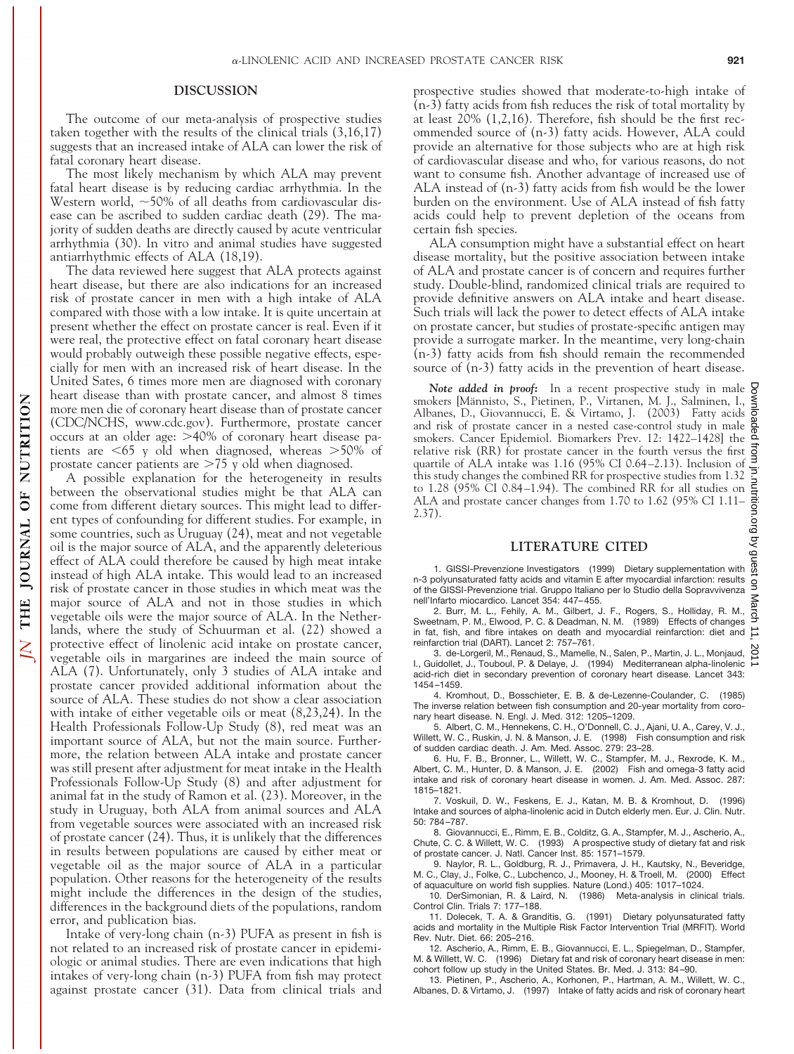## DISCUSSION

The outcome of our meta-analysis of prospective studies taken together with the results of the clinical trials (3,16,17) suggests that an increased intake of ALA can lower the risk of fatal coronary heart disease.

The most likely mechanism by which ALA may prevent fatal heart disease is by reducing cardiac arrhythmia. In the Western world, ~50% of all deaths from cardiovascular disease can be ascribed to sudden cardiac death (29). The majority of sudden deaths are directly caused by acute ventricular arrhythmia (30). In vitro and animal studies have suggested antiarrhythmic effects of ALA (18,19).

The data reviewed here suggest that ALA protects against heart disease, but there are also indications for an increased risk of prostate cancer in men with a high intake of ALA compared with those with a low intake. It is quite uncertain at present whether the effect on prostate cancer is real. Even if it were real, the protective effect on fatal coronary heart disease would probably outweigh these possible negative effects, especially for men with an increased risk of heart disease. In the United Sates, 6 times more men are diagnosed with coronary heart disease than with prostate cancer, and almost 8 times more men die of coronary heart disease than of prostate cancer (CDC/NCHS, www.cdc.gov). Furthermore, prostate cancer occurs at an older age: >40% of coronary heart disease patients are <65 y old when diagnosed, whereas >50% of prostate cancer patients are >75 y old when diagnosed.

A possible explanation for the heterogeneity in results between the observational studies might be that ALA can come from different dietary sources. This might lead to different types of confounding for different studies. For example, in some countries, such as Uruguay (24), meat and not vegetable oil is the major source of ALA, and the apparently deleterious effect of ALA could therefore be caused by high meat intake instead of high ALA intake. This would lead to an increased risk of prostate cancer in those studies in which meat was the major source of ALA and not in those studies in which vegetable oils were the major source of ALA. In the Netherlands, where the study of Schuurman et al. (22) showed a protective effect of linolenic acid intake on prostate cancer, vegetable oils in margarines are indeed the main source of ALA (7). Unfortunately, only 3 studies of ALA intake and prostate cancer provided additional information about the source of ALA. These studies do not show a clear association with intake of either vegetable oils or meat (8,23,24). In the Health Professionals Follow-Up Study (8), red meat was an important source of ALA, but not the main source. Furthermore, the relation between ALA intake and prostate cancer was still present after adjustment for meat intake in the Health Professionals Follow-Up Study (8) and after adjustment for animal fat in the study of Ramon et al. (23). Moreover, in the study in Uruguay, both ALA from animal sources and ALA from vegetable sources were associated with an increased risk of prostate cancer (24). Thus, it is unlikely that the differences in results between populations are caused by either meat or vegetable oil as the major source of ALA in a particular population. Other reasons for the heterogeneity of the results might include the differences in the design of the studies, differences in the background diets of the populations, random error, and publication bias.

Intake of very-long chain (n-3) PUFA as present in fish is not related to an increased risk of prostate cancer in epidemiologic or animal studies. There are even indications that high intakes of very-long chain (n-3) PUFA from fish may protect against prostate cancer (31). Data from clinical trials and prospective studies showed that moderate-to-high intake of (n-3) fatty acids from fish reduces the risk of total mortality by at least 20% (1,2,16). Therefore, fish should be the first recommended source of (n-3) fatty acids. However, ALA could provide an alternative for those subjects who are at high risk of cardiovascular disease and who, for various reasons, do not want to consume fish. Another advantage of increased use of ALA instead of (n-3) fatty acids from fish would be the lower burden on the environment. Use of ALA instead of fish fatty acids could help to prevent depletion of the oceans from certain fish species.

ALA consumption might have a substantial effect on heart disease mortality, but the positive association between intake of ALA and prostate cancer is of concern and requires further study. Double-blind, randomized clinical trials are required to provide definitive answers on ALA intake and heart disease. Such trials will lack the power to detect effects of ALA intake on prostate cancer, but studies of prostate-specific antigen may provide a surrogate marker. In the meantime, very long-chain (n-3) fatty acids from fish should remain the recommended source of (n-3) fatty acids in the prevention of heart disease.

***Note added in proof:*** In a recent prospective study in male smokers [Männistö, S., Pietinen, P., Virtanen, M. J., Salminen, I., Albanes, D., Giovannucci, E. & Virtamo, J. (2003) Fatty acids and risk of prostate cancer in a nested case-control study in male smokers. Cancer Epidemiol. Biomarkers Prev. 12: 1422–1428] the relative risk (RR) for prostate cancer in the fourth versus the first quartile of ALA intake was 1.16 (95% CI 0.64–2.13). Inclusion of this study changes the combined RR for prospective studies from 1.32 to 1.28 (95% CI 0.84–1.94). The combined RR for all studies on ALA and prostate cancer changes from 1.70 to 1.62 (95% CI 1.11–2.37).

## LITERATURE CITED

1. GISSI-Prevenzione Investigators (1999) Dietary supplementation with n-3 polyunsaturated fatty acids and vitamin E after myocardial infarction: results of the GISSI-Prevenzione trial. Gruppo Italiano per lo Studio della Sopravvivenza nell'Infarto miocardico. Lancet 354: 447–455.
2. Burr, M. L., Fehily, A. M., Gilbert, J. F., Rogers, S., Holliday, R. M., Sweetnam, P. M., Elwood, P. C. & Deadman, N. M. (1989) Effects of changes in fat, fish, and fibre intakes on death and myocardial reinfarction: diet and reinfarction trial (DART). Lancet 2: 757–761.
3. de-Lorgeril, M., Renaud, S., Mamelle, N., Salen, P., Martin, J. L., Monjaud, I., Guidollet, J., Touboul, P. & Delaye, J. (1994) Mediterranean alpha-linolenic acid-rich diet in secondary prevention of coronary heart disease. Lancet 343: 1454–1459.
4. Kromhout, D., Bosschieter, E. B. & de-Lezenne-Coulander, C. (1985) The inverse relation between fish consumption and 20-year mortality from coronary heart disease. N. Engl. J. Med. 312: 1205–1209.
5. Albert, C. M., Hennekens, C. H., O'Donnell, C. J., Ajani, U. A., Carey, V. J., Willett, W. C., Ruskin, J. N. & Manson, J. E. (1998) Fish consumption and risk of sudden cardiac death. J. Am. Med. Assoc. 279: 23–28.
6. Hu, F. B., Bronner, L., Willett, W. C., Stampfer, M. J., Rexrode, K. M., Albert, C. M., Hunter, D. & Manson, J. E. (2002) Fish and omega-3 fatty acid intake and risk of coronary heart disease in women. J. Am. Med. Assoc. 287: 1815–1821.
7. Voskuil, D. W., Feskens, E. J., Katan, M. B. & Kromhout, D. (1996) Intake and sources of alpha-linolenic acid in Dutch elderly men. Eur. J. Clin. Nutr. 50: 784–787.
8. Giovannucci, E., Rimm, E. B., Colditz, G. A., Stampfer, M. J., Ascherio, A., Chute, C. C. & Willett, W. C. (1993) A prospective study of dietary fat and risk of prostate cancer. J. Natl. Cancer Inst. 85: 1571–1579.
9. Naylor, R. L., Goldburg, R. J., Primavera, J. H., Kautsky, N., Beveridge, M. C., Clay, J., Folke, C., Lubchenco, J., Mooney, H. & Troell, M. (2000) Effect of aquaculture on world fish supplies. Nature (Lond.) 405: 1017–1024.
10. DerSimonian, R. & Laird, N. (1986) Meta-analysis in clinical trials. Control Clin. Trials 7: 177–188.
11. Dolecek, T. A. & Granditis, G. (1991) Dietary polyunsaturated fatty acids and mortality in the Multiple Risk Factor Intervention Trial (MRFIT). World Rev. Nutr. Diet. 66: 205–216.
12. Ascherio, A., Rimm, E. B., Giovannucci, E. L., Spiegelman, D., Stampfer, M. & Willett, W. C. (1996) Dietary fat and risk of coronary heart disease in men: cohort follow up study in the United States. Br. Med. J. 313: 84–90.
13. Pietinen, P., Ascherio, A., Korhonen, P., Hartman, A. M., Willett, W. C., Albanes, D. & Virtamo, J. (1997) Intake of fatty acids and risk of coronary heart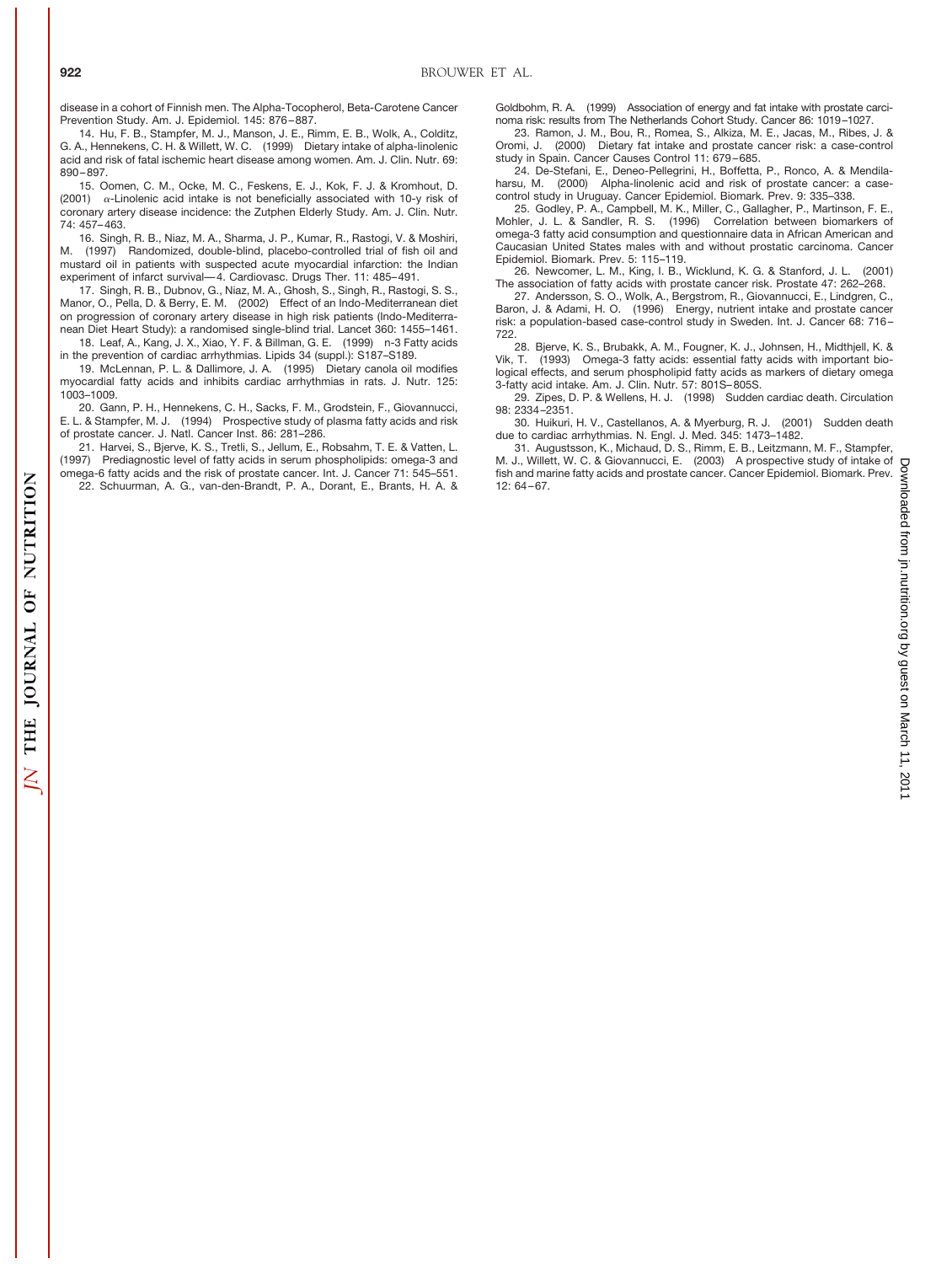disease in a cohort of Finnish men. The Alpha-Tocopherol, Beta-Carotene Cancer Prevention Study. Am. J. Epidemiol. 145: 876–887.

14. Hu, F. B., Stampfer, M. J., Manson, J. E., Rimm, E. B., Wolk, A., Colditz, G. A., Hennekens, C. H. & Willett, W. C. (1999) Dietary intake of alpha-linolenic acid and risk of fatal ischemic heart disease among women. Am. J. Clin. Nutr. 69: 890–897.

15. Oomen, C. M., Ocke, M. C., Feskens, E. J., Kok, F. J. & Kromhout, D. (2001) α-Linolenic acid intake is not beneficially associated with 10-y risk of coronary artery disease incidence: the Zutphen Elderly Study. Am. J. Clin. Nutr. 74: 457–463.

16. Singh, R. B., Niaz, M. A., Sharma, J. P., Kumar, R., Rastogi, V. & Moshiri, M. (1997) Randomized, double-blind, placebo-controlled trial of fish oil and mustard oil in patients with suspected acute myocardial infarction: the Indian experiment of infarct survival—4. Cardiovasc. Drugs Ther. 11: 485–491.

17. Singh, R. B., Dubnov, G., Niaz, M. A., Ghosh, S., Singh, R., Rastogi, S. S., Manor, O., Pella, D. & Berry, E. M. (2002) Effect of an Indo-Mediterranean diet on progression of coronary artery disease in high risk patients (Indo-Mediterranean Diet Heart Study): a randomised single-blind trial. Lancet 360: 1455–1461.

18. Leaf, A., Kang, J. X., Xiao, Y. F. & Billman, G. E. (1999) n-3 Fatty acids in the prevention of cardiac arrhythmias. Lipids 34 (suppl.): S187–S189.

19. McLennan, P. L. & Dallimore, J. A. (1995) Dietary canola oil modifies myocardial fatty acids and inhibits cardiac arrhythmias in rats. J. Nutr. 125: 1003–1009.

20. Gann, P. H., Hennekens, C. H., Sacks, F. M., Grodstein, F., Giovannucci, E. L. & Stampfer, M. J. (1994) Prospective study of plasma fatty acids and risk of prostate cancer. J. Natl. Cancer Inst. 86: 281–286.

21. Harvei, S., Bjerve, K. S., Tretli, S., Jellum, E., Robsahm, T. E. & Vatten, L. (1997) Prediagnostic level of fatty acids in serum phospholipids: omega-3 and omega-6 fatty acids and the risk of prostate cancer. Int. J. Cancer 71: 545–551.

22. Schuurman, A. G., van-den-Brandt, P. A., Dorant, E., Brants, H. A. & Goldbohm, R. A. (1999) Association of energy and fat intake with prostate carcinoma risk: results from The Netherlands Cohort Study. Cancer 86: 1019–1027.

23. Ramon, J. M., Bou, R., Romea, S., Alkiza, M. E., Jacas, M., Ribes, J. & Oromi, J. (2000) Dietary fat intake and prostate cancer risk: a case-control study in Spain. Cancer Causes Control 11: 679–685.

24. De-Stefani, E., Deneo-Pellegrini, H., Boffetta, P., Ronco, A. & Mendilaharsu, M. (2000) Alpha-linolenic acid and risk of prostate cancer: a case-control study in Uruguay. Cancer Epidemiol. Biomark. Prev. 9: 335–338.

25. Godley, P. A., Campbell, M. K., Miller, C., Gallagher, P., Martinson, F. E., Mohler, J. L. & Sandler, R. S. (1996) Correlation between biomarkers of omega-3 fatty acid consumption and questionnaire data in African American and Caucasian United States males with and without prostatic carcinoma. Cancer Epidemiol. Biomark. Prev. 5: 115–119.

26. Newcomer, L. M., King, I. B., Wicklund, K. G. & Stanford, J. L. (2001) The association of fatty acids with prostate cancer risk. Prostate 47: 262–268.

27. Andersson, S. O., Wolk, A., Bergstrom, R., Giovannucci, E., Lindgren, C., Baron, J. & Adami, H. O. (1996) Energy, nutrient intake and prostate cancer risk: a population-based case-control study in Sweden. Int. J. Cancer 68: 716–722.

28. Bjerve, K. S., Brubakk, A. M., Fougner, K. J., Johnsen, H., Midthjell, K. & Vik, T. (1993) Omega-3 fatty acids: essential fatty acids with important biological effects, and serum phospholipid fatty acids as markers of dietary omega 3-fatty acid intake. Am. J. Clin. Nutr. 57: 801S–805S.

29. Zipes, D. P. & Wellens, H. J. (1998) Sudden cardiac death. Circulation 98: 2334–2351.

30. Huikuri, H. V., Castellanos, A. & Myerburg, R. J. (2001) Sudden death due to cardiac arrhythmias. N. Engl. J. Med. 345: 1473–1482.

31. Augustsson, K., Michaud, D. S., Rimm, E. B., Leitzmann, M. F., Stampfer, M. J., Willett, W. C. & Giovannucci, E. (2003) A prospective study of intake of fish and marine fatty acids and prostate cancer. Cancer Epidemiol. Biomark. Prev. 12: 64–67.